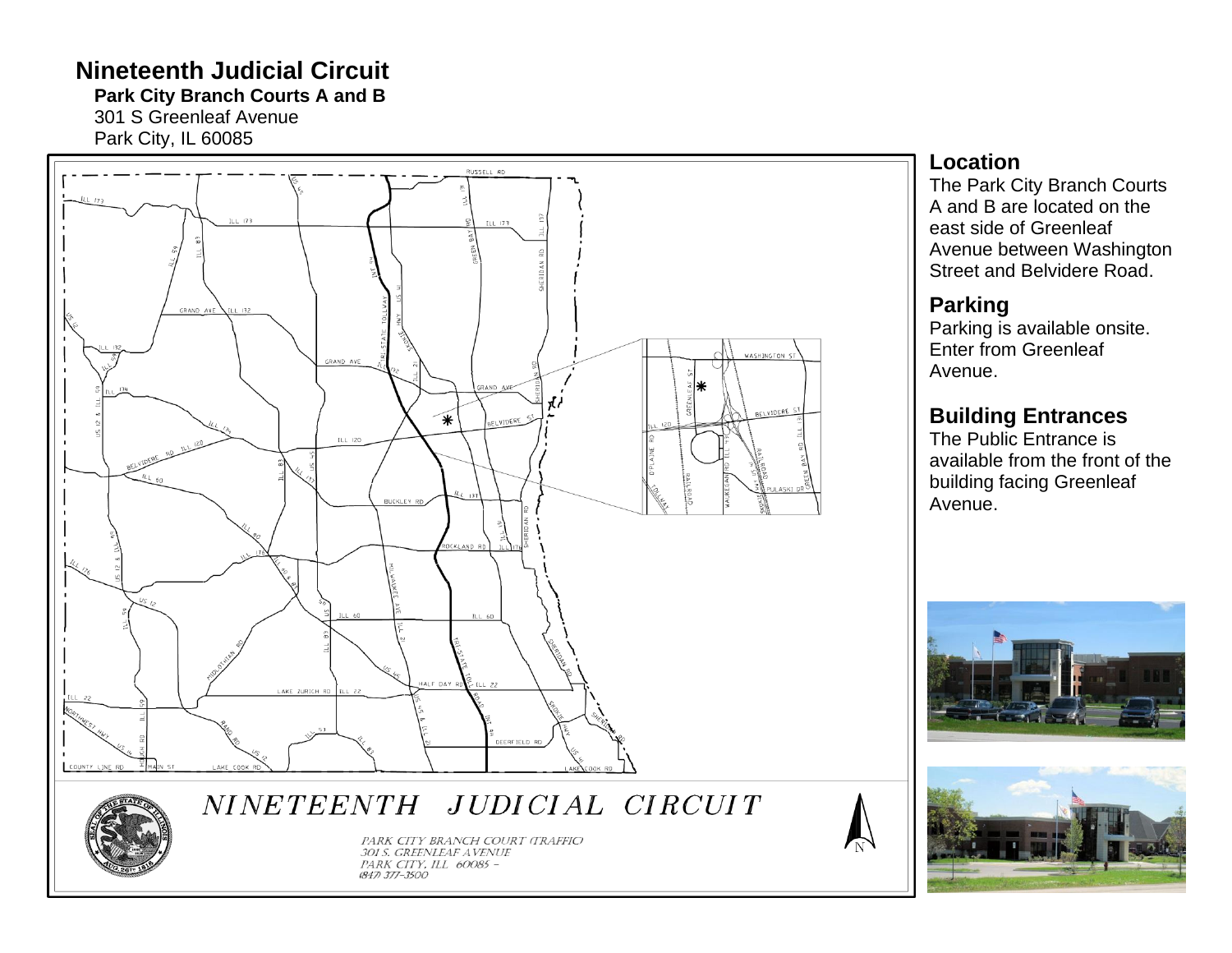# Nineteenth Judicial Circuit

**Park City Branch Courts A and B**
301 S Greenleaf Avenue
Park City, IL 60085

NINETEENTH JUDICIAL CIRCUIT

PARK CITY BRANCH COURT (TRAFFIC)
301 S. GREENLEAF AVENUE
PARK CITY, ILL 60085 -
(847) 377-3500

## Location

The Park City Branch Courts A and B are located on the east side of Greenleaf Avenue between Washington Street and Belvidere Road.

## Parking

Parking is available onsite. Enter from Greenleaf Avenue.

## Building Entrances

The Public Entrance is available from the front of the building facing Greenleaf Avenue.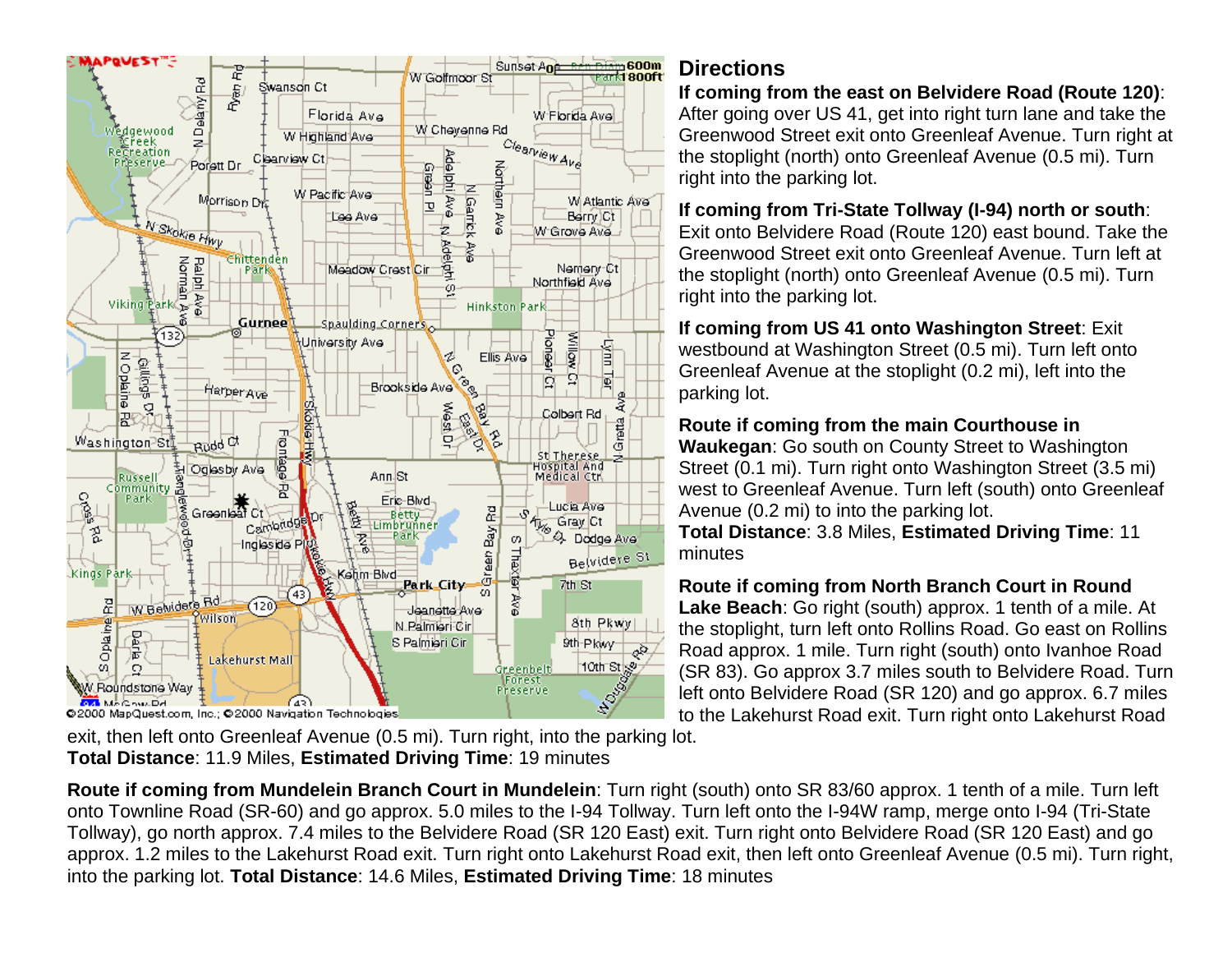## Directions

**If coming from the east on Belvidere Road (Route 120)**: After going over US 41, get into right turn lane and take the Greenwood Street exit onto Greenleaf Avenue. Turn right at the stoplight (north) onto Greenleaf Avenue (0.5 mi). Turn right into the parking lot.

**If coming from Tri-State Tollway (I-94) north or south**: Exit onto Belvidere Road (Route 120) east bound. Take the Greenwood Street exit onto Greenleaf Avenue. Turn left at the stoplight (north) onto Greenleaf Avenue (0.5 mi). Turn right into the parking lot.

**If coming from US 41 onto Washington Street**: Exit westbound at Washington Street (0.5 mi). Turn left onto Greenleaf Avenue at the stoplight (0.2 mi), left into the parking lot.

**Route if coming from the main Courthouse in Waukegan**: Go south on County Street to Washington Street (0.1 mi). Turn right onto Washington Street (3.5 mi) west to Greenleaf Avenue. Turn left (south) onto Greenleaf Avenue (0.2 mi) to into the parking lot.
**Total Distance**: 3.8 Miles, **Estimated Driving Time**: 11 minutes

**Route if coming from North Branch Court in Round Lake Beach**: Go right (south) approx. 1 tenth of a mile. At the stoplight, turn left onto Rollins Road. Go east on Rollins Road approx. 1 mile. Turn right (south) onto Ivanhoe Road (SR 83). Go approx 3.7 miles south to Belvidere Road. Turn left onto Belvidere Road (SR 120) and go approx. 6.7 miles to the Lakehurst Road exit. Turn right onto Lakehurst Road exit, then left onto Greenleaf Avenue (0.5 mi). Turn right, into the parking lot.
**Total Distance**: 11.9 Miles, **Estimated Driving Time**: 19 minutes

**Route if coming from Mundelein Branch Court in Mundelein**: Turn right (south) onto SR 83/60 approx. 1 tenth of a mile. Turn left onto Townline Road (SR-60) and go approx. 5.0 miles to the I-94 Tollway. Turn left onto the I-94W ramp, merge onto I-94 (Tri-State Tollway), go north approx. 7.4 miles to the Belvidere Road (SR 120 East) exit. Turn right onto Belvidere Road (SR 120 East) and go approx. 1.2 miles to the Lakehurst Road exit. Turn right onto Lakehurst Road exit, then left onto Greenleaf Avenue (0.5 mi). Turn right, into the parking lot. **Total Distance**: 14.6 Miles, **Estimated Driving Time**: 18 minutes